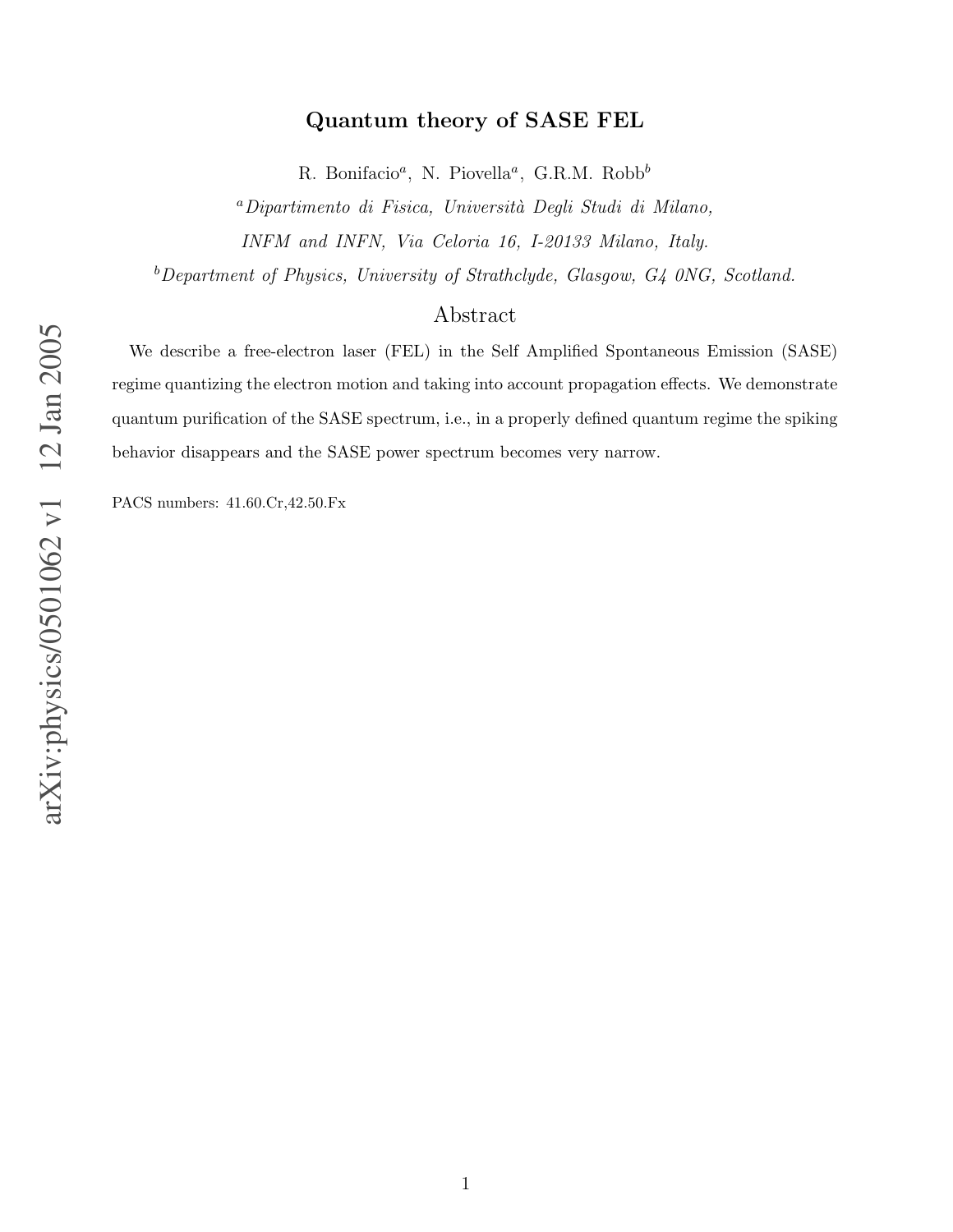# Quantum theory of SASE FEL

R. Bonifacio[a], N. Piovella[a], G.R.M. Robb[b]

[a] *Dipartimento di Fisica, Università Degli Studi di Milano, INFM and INFN, Via Celoria 16, I-20133 Milano, Italy.*

[b] *Department of Physics, University of Strathclyde, Glasgow, G4 0NG, Scotland.*

## Abstract

We describe a free-electron laser (FEL) in the Self Amplified Spontaneous Emission (SASE) regime quantizing the electron motion and taking into account propagation effects. We demonstrate quantum purification of the SASE spectrum, i.e., in a properly defined quantum regime the spiking behavior disappears and the SASE power spectrum becomes very narrow.

PACS numbers: 41.60.Cr,42.50.Fx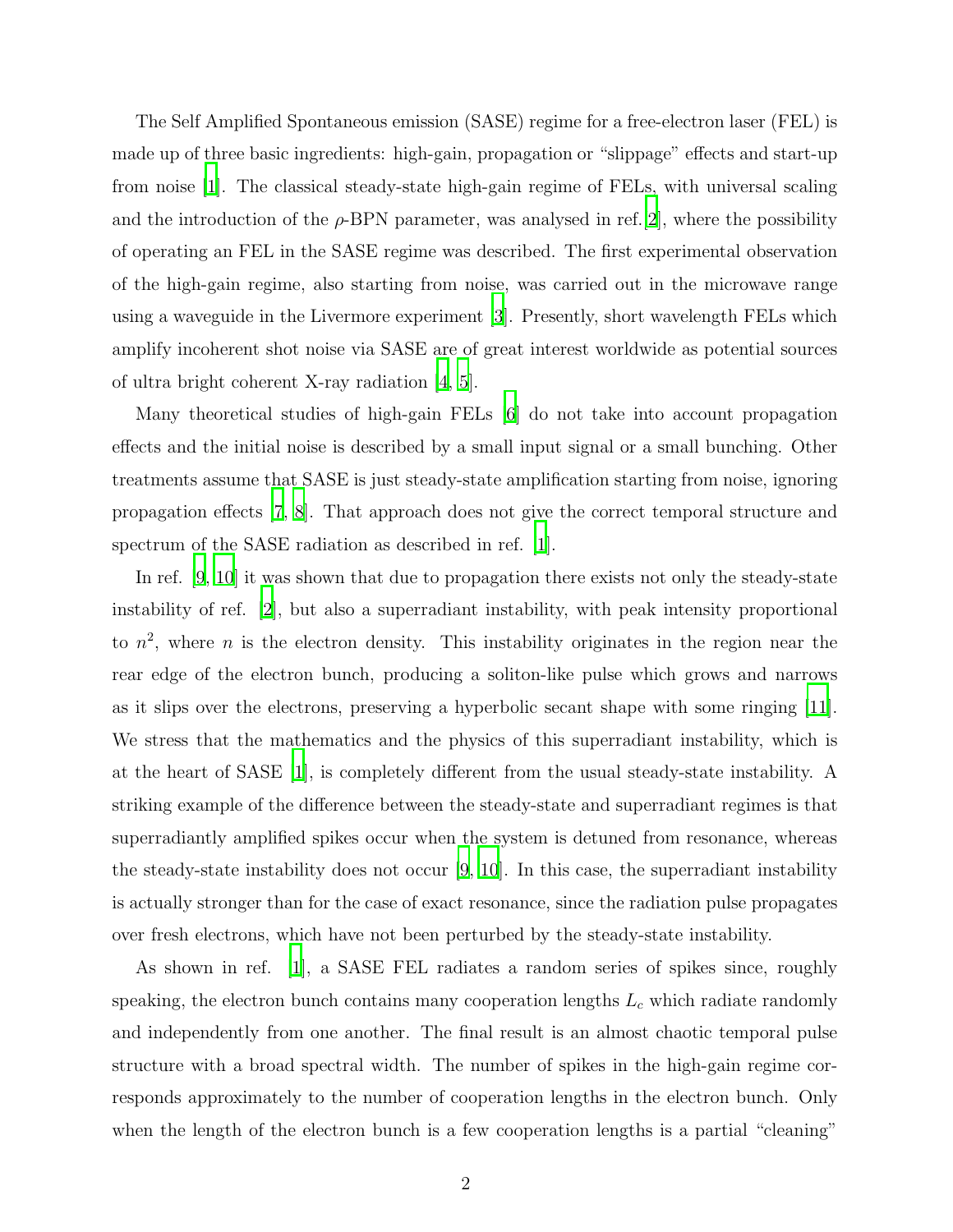The Self Amplified Spontaneous emission (SASE) regime for a free-electron laser (FEL) is made up of three basic ingredients: high-gain, propagation or "slippage" effects and start-up from noise [1]. The classical steady-state high-gain regime of FELs, with universal scaling and the introduction of the $\rho$-BPN parameter, was analysed in ref.[2], where the possibility of operating an FEL in the SASE regime was described. The first experimental observation of the high-gain regime, also starting from noise, was carried out in the microwave range using a waveguide in the Livermore experiment [3]. Presently, short wavelength FELs which amplify incoherent shot noise via SASE are of great interest worldwide as potential sources of ultra bright coherent X-ray radiation [4, 5].

Many theoretical studies of high-gain FELs [6] do not take into account propagation effects and the initial noise is described by a small input signal or a small bunching. Other treatments assume that SASE is just steady-state amplification starting from noise, ignoring propagation effects [7, 8]. That approach does not give the correct temporal structure and spectrum of the SASE radiation as described in ref. [1].

In ref. [9, 10] it was shown that due to propagation there exists not only the steady-state instability of ref. [2], but also a superradiant instability, with peak intensity proportional to $n^2$, where $n$ is the electron density. This instability originates in the region near the rear edge of the electron bunch, producing a soliton-like pulse which grows and narrows as it slips over the electrons, preserving a hyperbolic secant shape with some ringing [11]. We stress that the mathematics and the physics of this superradiant instability, which is at the heart of SASE [1], is completely different from the usual steady-state instability. A striking example of the difference between the steady-state and superradiant regimes is that superradiantly amplified spikes occur when the system is detuned from resonance, whereas the steady-state instability does not occur [9, 10]. In this case, the superradiant instability is actually stronger than for the case of exact resonance, since the radiation pulse propagates over fresh electrons, which have not been perturbed by the steady-state instability.

As shown in ref. [1], a SASE FEL radiates a random series of spikes since, roughly speaking, the electron bunch contains many cooperation lengths $L_c$ which radiate randomly and independently from one another. The final result is an almost chaotic temporal pulse structure with a broad spectral width. The number of spikes in the high-gain regime corresponds approximately to the number of cooperation lengths in the electron bunch. Only when the length of the electron bunch is a few cooperation lengths is a partial "cleaning"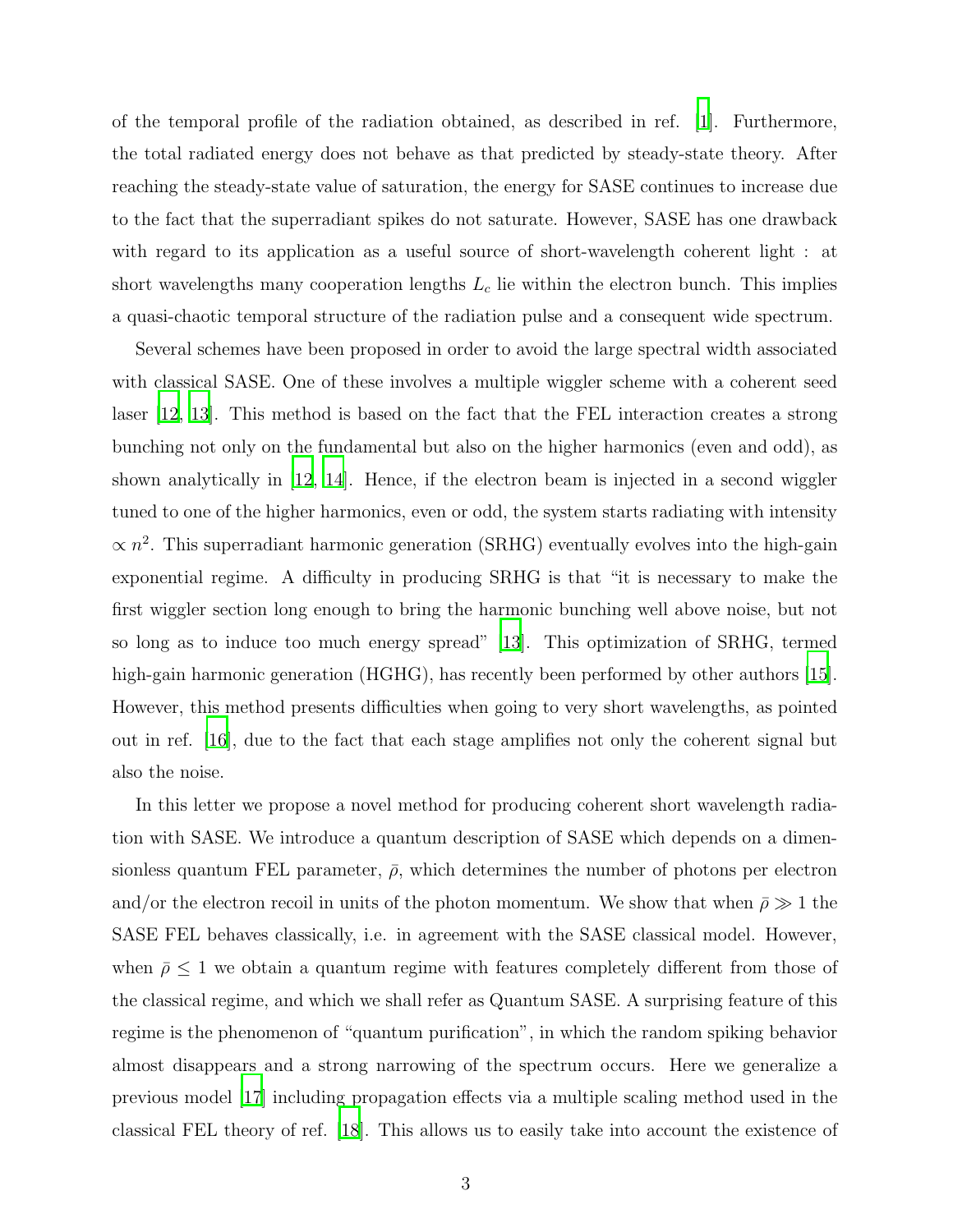of the temporal profile of the radiation obtained, as described in ref. [1]. Furthermore, the total radiated energy does not behave as that predicted by steady-state theory. After reaching the steady-state value of saturation, the energy for SASE continues to increase due to the fact that the superradiant spikes do not saturate. However, SASE has one drawback with regard to its application as a useful source of short-wavelength coherent light : at short wavelengths many cooperation lengths $L_c$ lie within the electron bunch. This implies a quasi-chaotic temporal structure of the radiation pulse and a consequent wide spectrum.

Several schemes have been proposed in order to avoid the large spectral width associated with classical SASE. One of these involves a multiple wiggler scheme with a coherent seed laser [12, 13]. This method is based on the fact that the FEL interaction creates a strong bunching not only on the fundamental but also on the higher harmonics (even and odd), as shown analytically in [12, 14]. Hence, if the electron beam is injected in a second wiggler tuned to one of the higher harmonics, even or odd, the system starts radiating with intensity $\propto n^2$. This superradiant harmonic generation (SRHG) eventually evolves into the high-gain exponential regime. A difficulty in producing SRHG is that "it is necessary to make the first wiggler section long enough to bring the harmonic bunching well above noise, but not so long as to induce too much energy spread" [13]. This optimization of SRHG, termed high-gain harmonic generation (HGHG), has recently been performed by other authors [15]. However, this method presents difficulties when going to very short wavelengths, as pointed out in ref. [16], due to the fact that each stage amplifies not only the coherent signal but also the noise.

In this letter we propose a novel method for producing coherent short wavelength radiation with SASE. We introduce a quantum description of SASE which depends on a dimensionless quantum FEL parameter, $\bar{\rho}$, which determines the number of photons per electron and/or the electron recoil in units of the photon momentum. We show that when $\bar{\rho} \gg 1$ the SASE FEL behaves classically, i.e. in agreement with the SASE classical model. However, when $\bar{\rho} \leq 1$ we obtain a quantum regime with features completely different from those of the classical regime, and which we shall refer as Quantum SASE. A surprising feature of this regime is the phenomenon of "quantum purification", in which the random spiking behavior almost disappears and a strong narrowing of the spectrum occurs. Here we generalize a previous model [17] including propagation effects via a multiple scaling method used in the classical FEL theory of ref. [18]. This allows us to easily take into account the existence of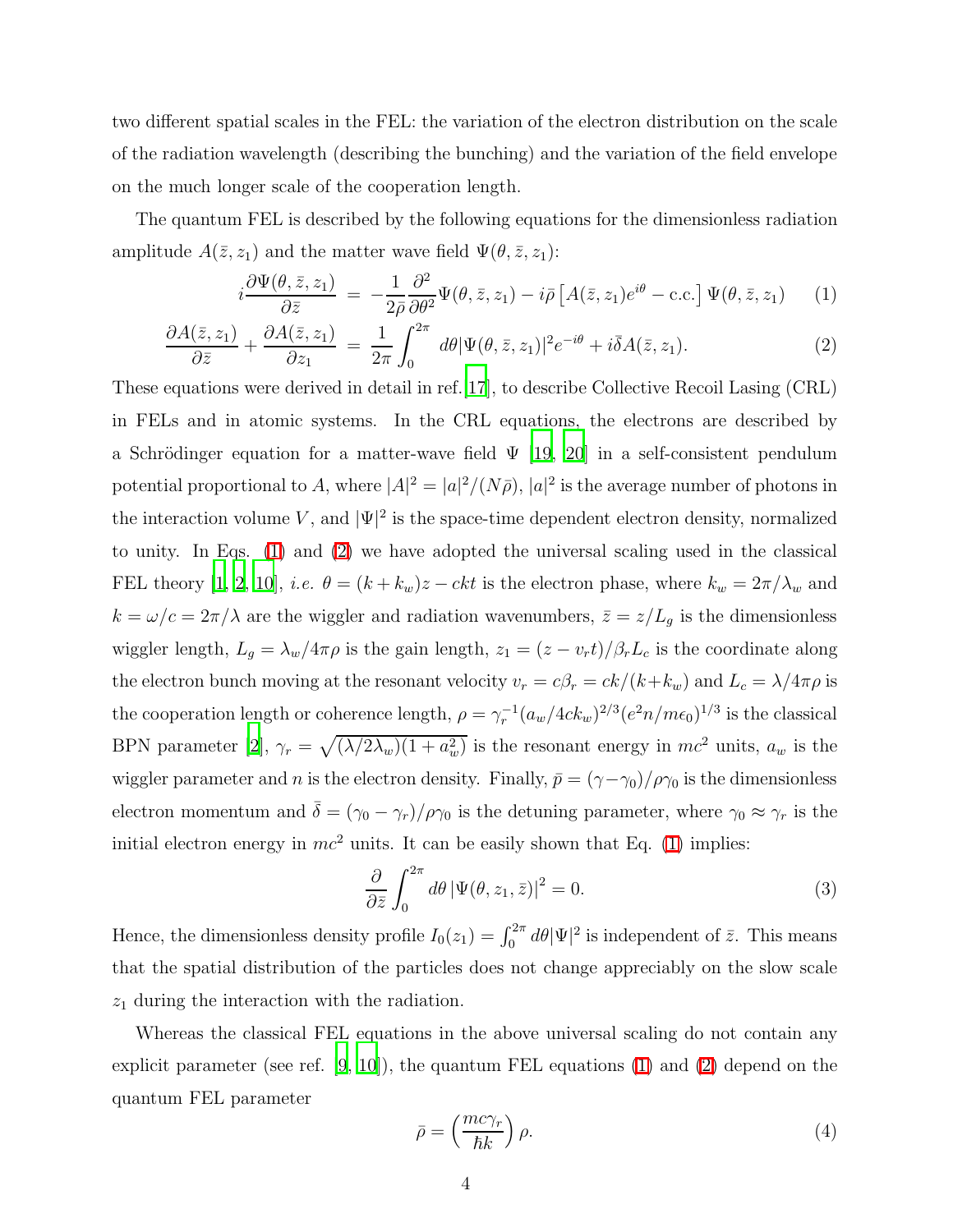two different spatial scales in the FEL: the variation of the electron distribution on the scale of the radiation wavelength (describing the bunching) and the variation of the field envelope on the much longer scale of the cooperation length.

The quantum FEL is described by the following equations for the dimensionless radiation amplitude $A(\bar{z}, z_1)$ and the matter wave field $\Psi(\theta, \bar{z}, z_1)$:

$$i\frac{\partial \Psi(\theta, \bar{z}, z_1)}{\partial \bar{z}} = -\frac{1}{2\bar{\rho}}\frac{\partial^2}{\partial \theta^2}\Psi(\theta, \bar{z}, z_1) - i\bar{\rho}\left[A(\bar{z}, z_1)e^{i\theta} - \text{c.c.}\right]\Psi(\theta, \bar{z}, z_1) \quad (1)$$

$$\frac{\partial A(\bar{z}, z_1)}{\partial \bar{z}} + \frac{\partial A(\bar{z}, z_1)}{\partial z_1} = \frac{1}{2\pi}\int_0^{2\pi} d\theta |\Psi(\theta, \bar{z}, z_1)|^2 e^{-i\theta} + i\bar{\delta}A(\bar{z}, z_1). \quad (2)$$

These equations were derived in detail in ref. [17], to describe Collective Recoil Lasing (CRL) in FELs and in atomic systems. In the CRL equations, the electrons are described by a Schrödinger equation for a matter-wave field $\Psi$ [19, 20] in a self-consistent pendulum potential proportional to $A$, where $|A|^2 = |a|^2/(N\bar{\rho})$, $|a|^2$ is the average number of photons in the interaction volume $V$, and $|\Psi|^2$ is the space-time dependent electron density, normalized to unity. In Eqs. (1) and (2) we have adopted the universal scaling used in the classical FEL theory [1, 2, 10], *i.e.* $\theta = (k + k_w)z - ckt$ is the electron phase, where $k_w = 2\pi/\lambda_w$ and $k = \omega/c = 2\pi/\lambda$ are the wiggler and radiation wavenumbers, $\bar{z} = z/L_g$ is the dimensionless wiggler length, $L_g = \lambda_w/4\pi\rho$ is the gain length, $z_1 = (z - v_r t)/\beta_r L_c$ is the coordinate along the electron bunch moving at the resonant velocity $v_r = c\beta_r = ck/(k+k_w)$ and $L_c = \lambda/4\pi\rho$ is the cooperation length or coherence length, $\rho = \gamma_r^{-1}(a_w/4ck_w)^{2/3}(e^2 n/m\epsilon_0)^{1/3}$ is the classical BPN parameter [2], $\gamma_r = \sqrt{(\lambda/2\lambda_w)(1 + a_w^2)}$ is the resonant energy in $mc^2$ units, $a_w$ is the wiggler parameter and $n$ is the electron density. Finally, $\bar{p} = (\gamma - \gamma_0)/\rho\gamma_0$ is the dimensionless electron momentum and $\bar{\delta} = (\gamma_0 - \gamma_r)/\rho\gamma_0$ is the detuning parameter, where $\gamma_0 \approx \gamma_r$ is the initial electron energy in $mc^2$ units. It can be easily shown that Eq. (1) implies:

$$\frac{\partial}{\partial \bar{z}}\int_0^{2\pi} d\theta \left|\Psi(\theta, z_1, \bar{z})\right|^2 = 0. \quad (3)$$

Hence, the dimensionless density profile $I_0(z_1) = \int_0^{2\pi} d\theta |\Psi|^2$ is independent of $\bar{z}$. This means that the spatial distribution of the particles does not change appreciably on the slow scale $z_1$ during the interaction with the radiation.

Whereas the classical FEL equations in the above universal scaling do not contain any explicit parameter (see ref. [9, 10]), the quantum FEL equations (1) and (2) depend on the quantum FEL parameter

$$\bar{\rho} = \left(\frac{mc\gamma_r}{\hbar k}\right)\rho. \quad (4)$$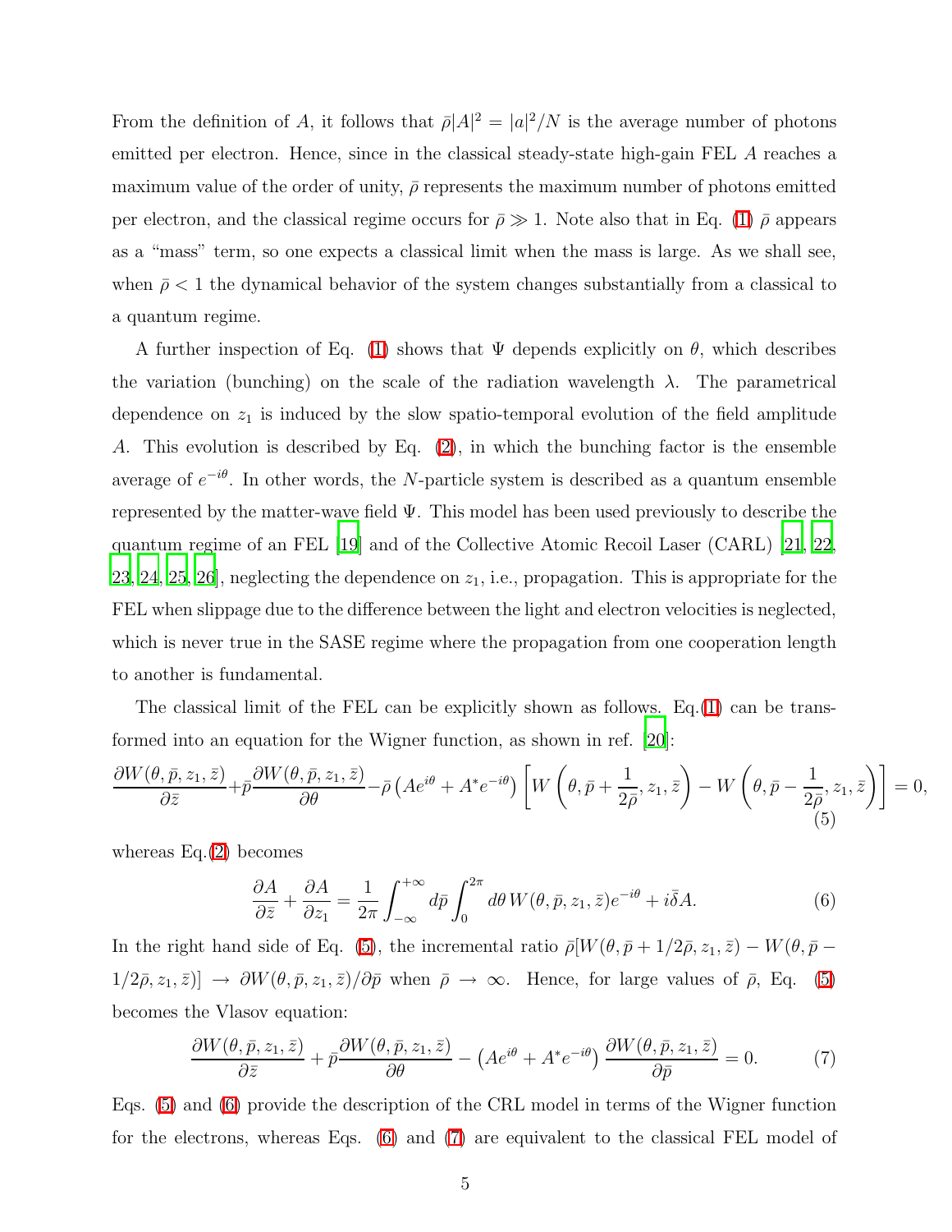From the definition of $A$, it follows that $\bar{\rho}|A|^2 = |a|^2/N$ is the average number of photons emitted per electron. Hence, since in the classical steady-state high-gain FEL $A$ reaches a maximum value of the order of unity, $\bar{\rho}$ represents the maximum number of photons emitted per electron, and the classical regime occurs for $\bar{\rho} \gg 1$. Note also that in Eq. (1) $\bar{\rho}$ appears as a "mass" term, so one expects a classical limit when the mass is large. As we shall see, when $\bar{\rho} < 1$ the dynamical behavior of the system changes substantially from a classical to a quantum regime.

A further inspection of Eq. (1) shows that $\Psi$ depends explicitly on $\theta$, which describes the variation (bunching) on the scale of the radiation wavelength $\lambda$. The parametrical dependence on $z_1$ is induced by the slow spatio-temporal evolution of the field amplitude $A$. This evolution is described by Eq. (2), in which the bunching factor is the ensemble average of $e^{-i\theta}$. In other words, the $N$-particle system is described as a quantum ensemble represented by the matter-wave field $\Psi$. This model has been used previously to describe the quantum regime of an FEL [19] and of the Collective Atomic Recoil Laser (CARL) [21, 22, 23, 24, 25, 26], neglecting the dependence on $z_1$, i.e., propagation. This is appropriate for the FEL when slippage due to the difference between the light and electron velocities is neglected, which is never true in the SASE regime where the propagation from one cooperation length to another is fundamental.

The classical limit of the FEL can be explicitly shown as follows. Eq.(1) can be transformed into an equation for the Wigner function, as shown in ref. [20]:

$$\frac{\partial W(\theta,\bar{p},z_1,\bar{z})}{\partial \bar{z}} + \bar{p}\frac{\partial W(\theta,\bar{p},z_1,\bar{z})}{\partial \theta} - \bar{\rho}\left(Ae^{i\theta} + A^* e^{-i\theta}\right)\left[W\left(\theta,\bar{p}+\frac{1}{2\bar{\rho}},z_1,\bar{z}\right) - W\left(\theta,\bar{p}-\frac{1}{2\bar{\rho}},z_1,\bar{z}\right)\right] = 0, \tag{5}$$

whereas Eq.(2) becomes

$$\frac{\partial A}{\partial \bar{z}} + \frac{\partial A}{\partial z_1} = \frac{1}{2\pi}\int_{-\infty}^{+\infty} d\bar{p}\int_0^{2\pi} d\theta\, W(\theta,\bar{p},z_1,\bar{z})e^{-i\theta} + i\bar{\delta}A. \tag{6}$$

In the right hand side of Eq. (5), the incremental ratio $\bar{\rho}[W(\theta,\bar{p}+1/2\bar{\rho},z_1,\bar{z}) - W(\theta,\bar{p}-1/2\bar{\rho},z_1,\bar{z})] \rightarrow \partial W(\theta,\bar{p},z_1,\bar{z})/\partial \bar{p}$ when $\bar{\rho} \rightarrow \infty$. Hence, for large values of $\bar{\rho}$, Eq. (5) becomes the Vlasov equation:

$$\frac{\partial W(\theta,\bar{p},z_1,\bar{z})}{\partial \bar{z}} + \bar{p}\frac{\partial W(\theta,\bar{p},z_1,\bar{z})}{\partial \theta} - \left(Ae^{i\theta} + A^* e^{-i\theta}\right)\frac{\partial W(\theta,\bar{p},z_1,\bar{z})}{\partial \bar{p}} = 0. \tag{7}$$

Eqs. (5) and (6) provide the description of the CRL model in terms of the Wigner function for the electrons, whereas Eqs. (6) and (7) are equivalent to the classical FEL model of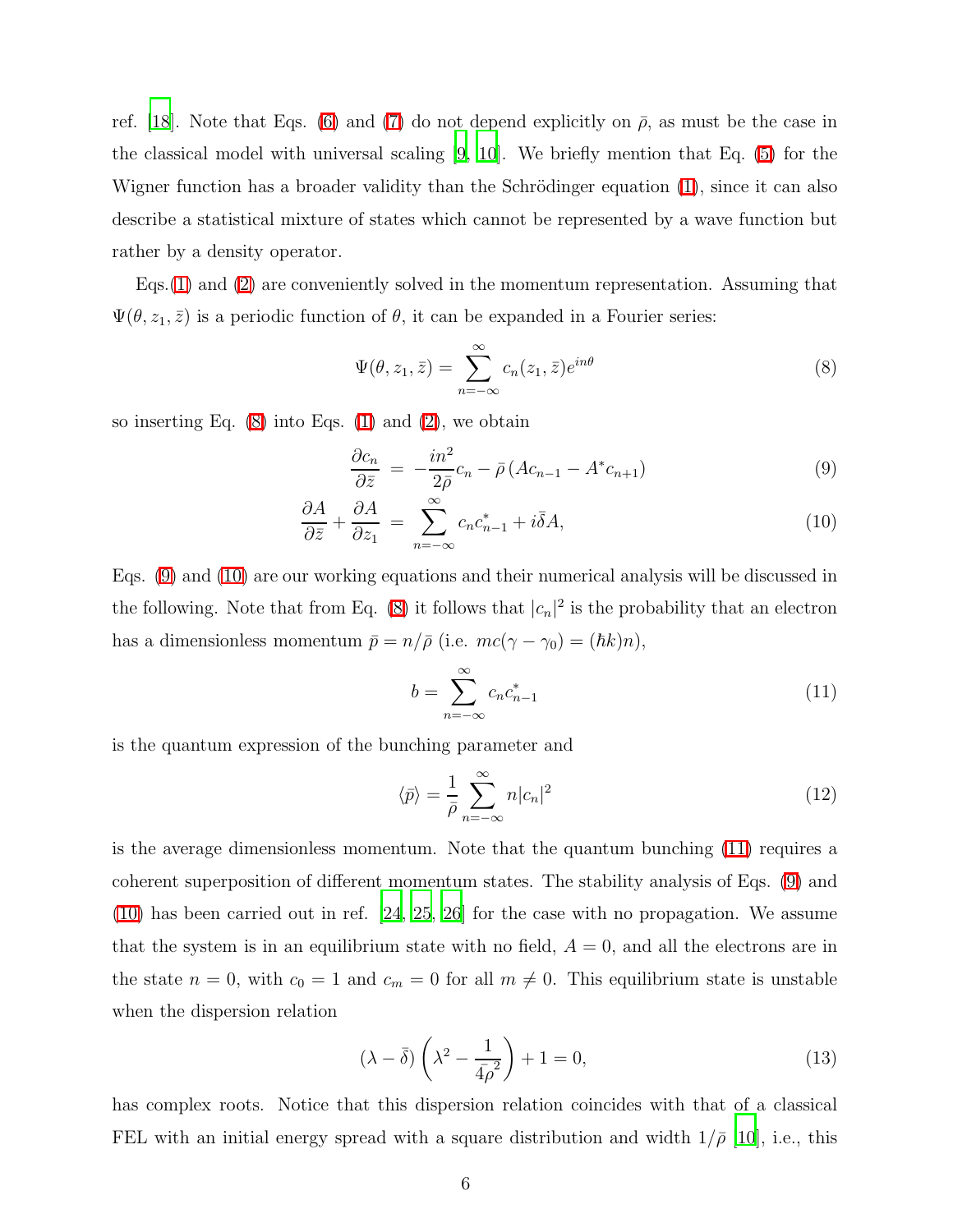ref. [18]. Note that Eqs. (6) and (7) do not depend explicitly on $\bar{\rho}$, as must be the case in the classical model with universal scaling [9, 10]. We briefly mention that Eq. (5) for the Wigner function has a broader validity than the Schrödinger equation (1), since it can also describe a statistical mixture of states which cannot be represented by a wave function but rather by a density operator.

Eqs.(1) and (2) are conveniently solved in the momentum representation. Assuming that $\Psi(\theta, z_1, \bar{z})$ is a periodic function of $\theta$, it can be expanded in a Fourier series:

$$\Psi(\theta, z_1, \bar{z}) = \sum_{n=-\infty}^{\infty} c_n(z_1, \bar{z}) e^{in\theta} \tag{8}$$

so inserting Eq. (8) into Eqs. (1) and (2), we obtain

$$\frac{\partial c_n}{\partial \bar{z}} = -\frac{in^2}{2\bar{\rho}} c_n - \bar{\rho}\left(A c_{n-1} - A^* c_{n+1}\right) \tag{9}$$

$$\frac{\partial A}{\partial \bar{z}} + \frac{\partial A}{\partial z_1} = \sum_{n=-\infty}^{\infty} c_n c_{n-1}^* + i\bar{\delta} A, \tag{10}$$

Eqs. (9) and (10) are our working equations and their numerical analysis will be discussed in the following. Note that from Eq. (8) it follows that $|c_n|^2$ is the probability that an electron has a dimensionless momentum $\bar{p} = n/\bar{\rho}$ (i.e. $mc(\gamma - \gamma_0) = (\hbar k)n$),

$$b = \sum_{n=-\infty}^{\infty} c_n c_{n-1}^* \tag{11}$$

is the quantum expression of the bunching parameter and

$$\langle \bar{p} \rangle = \frac{1}{\bar{\rho}} \sum_{n=-\infty}^{\infty} n |c_n|^2 \tag{12}$$

is the average dimensionless momentum. Note that the quantum bunching (11) requires a coherent superposition of different momentum states. The stability analysis of Eqs. (9) and (10) has been carried out in ref. [24, 25, 26] for the case with no propagation. We assume that the system is in an equilibrium state with no field, $A = 0$, and all the electrons are in the state $n = 0$, with $c_0 = 1$ and $c_m = 0$ for all $m \neq 0$. This equilibrium state is unstable when the dispersion relation

$$(\lambda - \bar{\delta})\left(\lambda^2 - \frac{1}{4\bar{\rho}^2}\right) + 1 = 0, \tag{13}$$

has complex roots. Notice that this dispersion relation coincides with that of a classical FEL with an initial energy spread with a square distribution and width $1/\bar{\rho}$ [10], i.e., this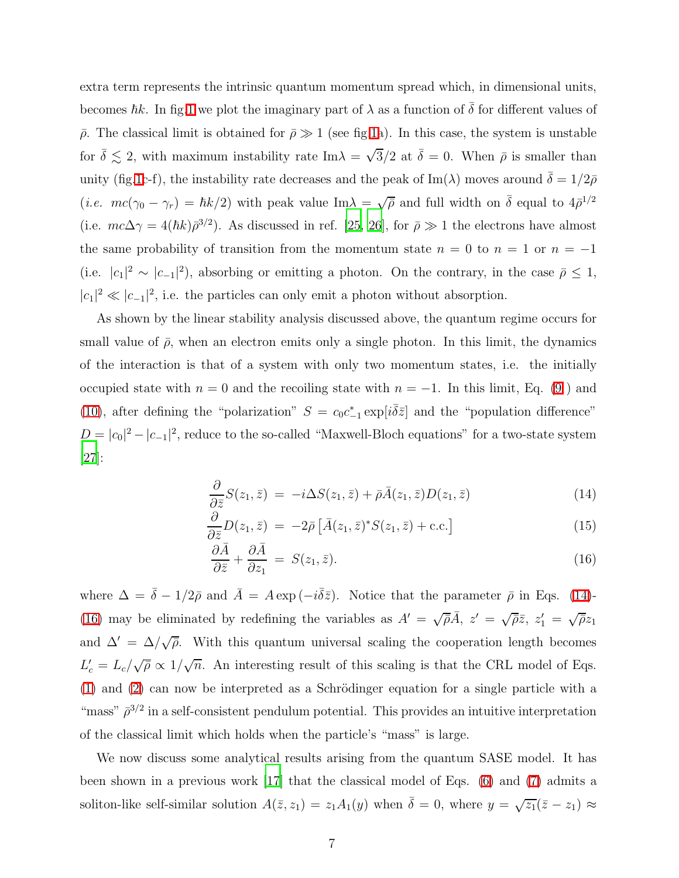extra term represents the intrinsic quantum momentum spread which, in dimensional units, becomes $\hbar k$. In fig.1 we plot the imaginary part of $\lambda$ as a function of $\bar{\delta}$ for different values of $\bar{\rho}$. The classical limit is obtained for $\bar{\rho} \gg 1$ (see fig.1a). In this case, the system is unstable for $\bar{\delta} \lesssim 2$, with maximum instability rate $\text{Im}\lambda = \sqrt{3}/2$ at $\bar{\delta} = 0$. When $\bar{\rho}$ is smaller than unity (fig.1c-f), the instability rate decreases and the peak of $\text{Im}(\lambda)$ moves around $\bar{\delta} = 1/2\bar{\rho}$ (*i.e.* $mc(\gamma_0 - \gamma_r) = \hbar k/2$) with peak value $\text{Im}\lambda = \sqrt{\bar{\rho}}$ and full width on $\bar{\delta}$ equal to $4\bar{\rho}^{1/2}$ (i.e. $mc\Delta\gamma = 4(\hbar k)\bar{\rho}^{3/2}$). As discussed in ref. [25, 26], for $\bar{\rho} \gg 1$ the electrons have almost the same probability of transition from the momentum state $n = 0$ to $n = 1$ or $n = -1$ (i.e. $|c_1|^2 \sim |c_{-1}|^2$), absorbing or emitting a photon. On the contrary, in the case $\bar{\rho} \leq 1$, $|c_1|^2 \ll |c_{-1}|^2$, i.e. the particles can only emit a photon without absorption.

As shown by the linear stability analysis discussed above, the quantum regime occurs for small value of $\bar{\rho}$, when an electron emits only a single photon. In this limit, the dynamics of the interaction is that of a system with only two momentum states, i.e. the initially occupied state with $n = 0$ and the recoiling state with $n = -1$. In this limit, Eq. (9) and (10), after defining the "polarization" $S = c_0 c_{-1}^* \exp[i\bar{\delta}\bar{z}]$ and the "population difference" $D = |c_0|^2 - |c_{-1}|^2$, reduce to the so-called "Maxwell-Bloch equations" for a two-state system [27]:

$$\frac{\partial}{\partial \bar{z}} S(z_1, \bar{z}) = -i\Delta S(z_1, \bar{z}) + \bar{\rho} \bar{A}(z_1, \bar{z}) D(z_1, \bar{z}) \tag{14}$$

$$\frac{\partial}{\partial \bar{z}} D(z_1, \bar{z}) = -2\bar{\rho} \left[ \bar{A}(z_1, \bar{z})^* S(z_1, \bar{z}) + \text{c.c.} \right] \tag{15}$$

$$\frac{\partial \bar{A}}{\partial \bar{z}} + \frac{\partial \bar{A}}{\partial z_1} = S(z_1, \bar{z}). \tag{16}$$

where $\Delta = \bar{\delta} - 1/2\bar{\rho}$ and $\bar{A} = A \exp(-i\bar{\delta}\bar{z})$. Notice that the parameter $\bar{\rho}$ in Eqs. (14)-(16) may be eliminated by redefining the variables as $A' = \sqrt{\bar{\rho}}\bar{A}$, $z' = \sqrt{\bar{\rho}}\bar{z}$, $z_1' = \sqrt{\bar{\rho}} z_1$ and $\Delta' = \Delta/\sqrt{\bar{\rho}}$. With this quantum universal scaling the cooperation length becomes $L_c' = L_c/\sqrt{\bar{\rho}} \propto 1/\sqrt{n}$. An interesting result of this scaling is that the CRL model of Eqs. (1) and (2) can now be interpreted as a Schrödinger equation for a single particle with a "mass" $\bar{\rho}^{3/2}$ in a self-consistent pendulum potential. This provides an intuitive interpretation of the classical limit which holds when the particle's "mass" is large.

We now discuss some analytical results arising from the quantum SASE model. It has been shown in a previous work [17] that the classical model of Eqs. (6) and (7) admits a soliton-like self-similar solution $A(\bar{z}, z_1) = z_1 A_1(y)$ when $\bar{\delta} = 0$, where $y = \sqrt{z_1}(\bar{z} - z_1) \approx$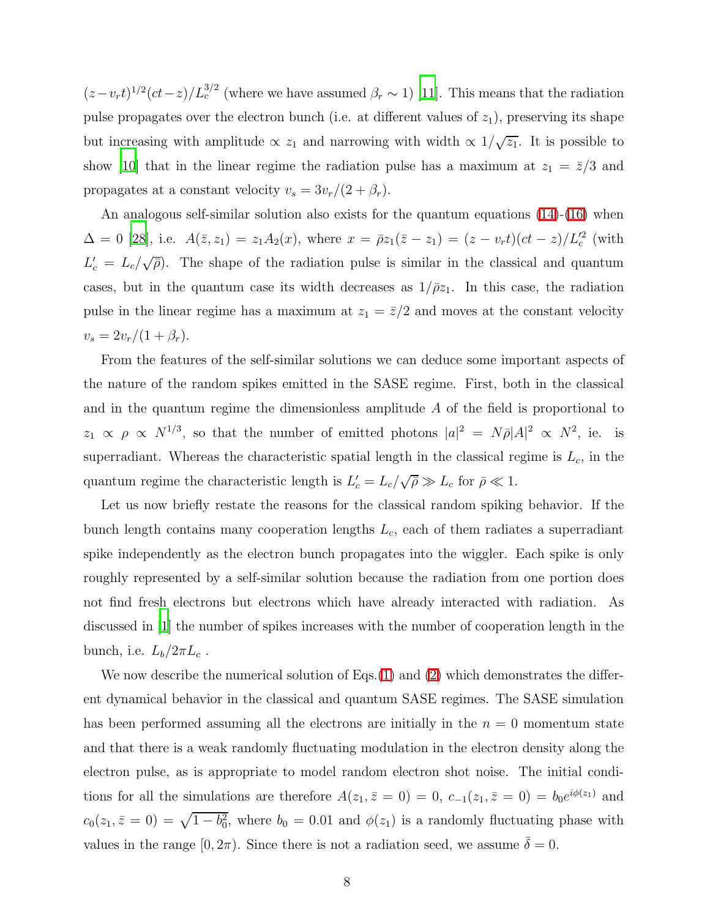$(z-v_r t)^{1/2}(ct-z)/L_c^{3/2}$ (where we have assumed $\beta_r \sim 1$) [11]. This means that the radiation pulse propagates over the electron bunch (i.e. at different values of $z_1$), preserving its shape but increasing with amplitude $\propto z_1$ and narrowing with width $\propto 1/\sqrt{z_1}$. It is possible to show [10] that in the linear regime the radiation pulse has a maximum at $z_1 = \bar{z}/3$ and propagates at a constant velocity $v_s = 3v_r/(2+\beta_r)$.

An analogous self-similar solution also exists for the quantum equations (14)-(16) when $\Delta = 0$ [28], i.e. $A(\bar{z}, z_1) = z_1 A_2(x)$, where $x = \bar{\rho} z_1(\bar{z} - z_1) = (z - v_r t)(ct - z)/L_c'^2$ (with $L_c' = L_c/\sqrt{\bar{\rho}}$). The shape of the radiation pulse is similar in the classical and quantum cases, but in the quantum case its width decreases as $1/\bar{\rho} z_1$. In this case, the radiation pulse in the linear regime has a maximum at $z_1 = \bar{z}/2$ and moves at the constant velocity $v_s = 2v_r/(1+\beta_r)$.

From the features of the self-similar solutions we can deduce some important aspects of the nature of the random spikes emitted in the SASE regime. First, both in the classical and in the quantum regime the dimensionless amplitude $A$ of the field is proportional to $z_1 \propto \rho \propto N^{1/3}$, so that the number of emitted photons $|a|^2 = N\bar{\rho}|A|^2 \propto N^2$, ie. is superradiant. Whereas the characteristic spatial length in the classical regime is $L_c$, in the quantum regime the characteristic length is $L_c' = L_c/\sqrt{\bar{\rho}} \gg L_c$ for $\bar{\rho} \ll 1$.

Let us now briefly restate the reasons for the classical random spiking behavior. If the bunch length contains many cooperation lengths $L_c$, each of them radiates a superradiant spike independently as the electron bunch propagates into the wiggler. Each spike is only roughly represented by a self-similar solution because the radiation from one portion does not find fresh electrons but electrons which have already interacted with radiation. As discussed in [1] the number of spikes increases with the number of cooperation length in the bunch, i.e. $L_b/2\pi L_c$ .

We now describe the numerical solution of Eqs.(1) and (2) which demonstrates the different dynamical behavior in the classical and quantum SASE regimes. The SASE simulation has been performed assuming all the electrons are initially in the $n = 0$ momentum state and that there is a weak randomly fluctuating modulation in the electron density along the electron pulse, as is appropriate to model random electron shot noise. The initial conditions for all the simulations are therefore $A(z_1, \bar{z} = 0) = 0$, $c_{-1}(z_1, \bar{z} = 0) = b_0 e^{i\phi(z_1)}$ and $c_0(z_1, \bar{z} = 0) = \sqrt{1 - b_0^2}$, where $b_0 = 0.01$ and $\phi(z_1)$ is a randomly fluctuating phase with values in the range $[0, 2\pi)$. Since there is not a radiation seed, we assume $\bar{\delta} = 0$.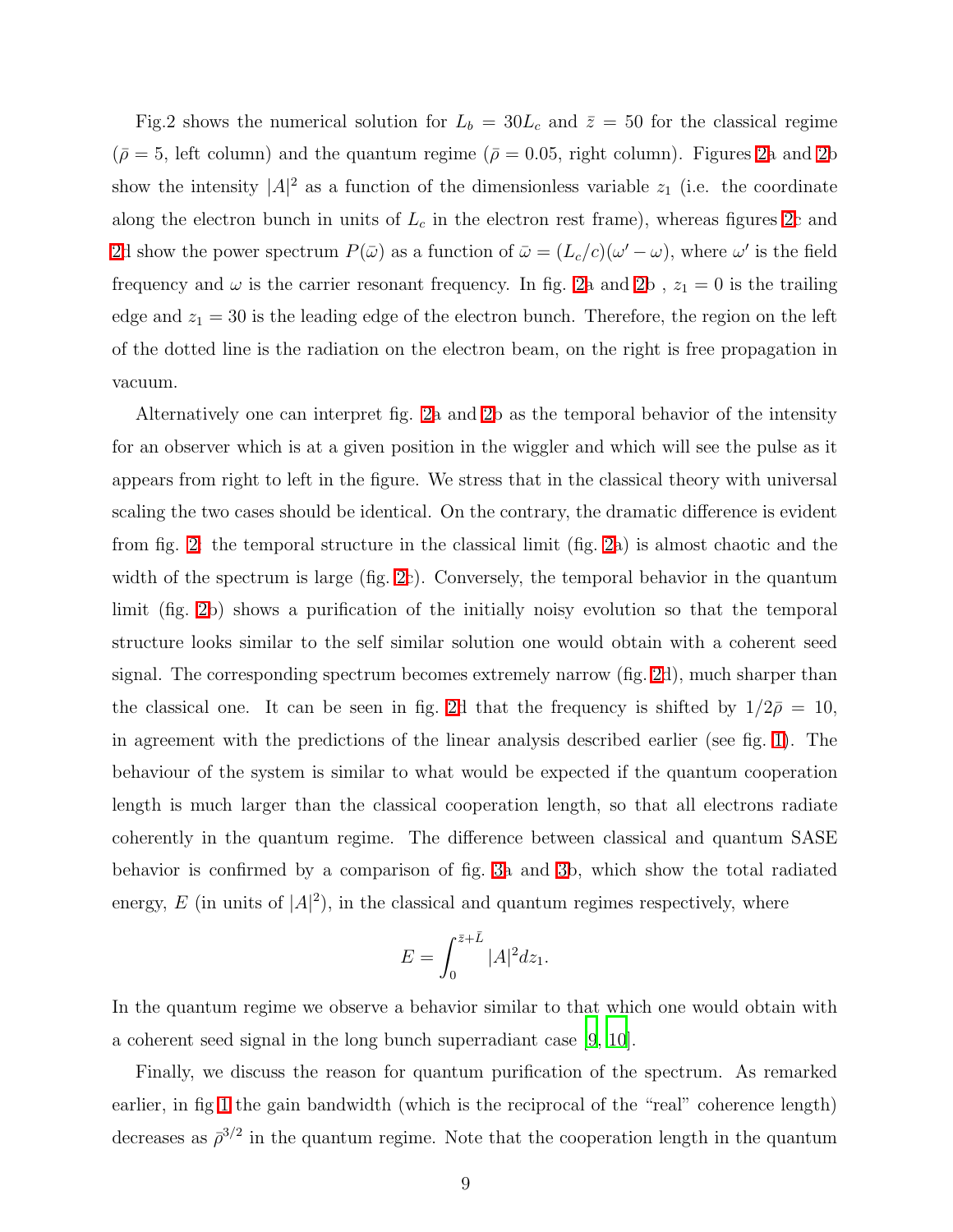Fig.2 shows the numerical solution for $L_b = 30L_c$ and $\bar{z} = 50$ for the classical regime ($\bar{\rho} = 5$, left column) and the quantum regime ($\bar{\rho} = 0.05$, right column). Figures 2a and 2b show the intensity $|A|^2$ as a function of the dimensionless variable $z_1$ (i.e. the coordinate along the electron bunch in units of $L_c$ in the electron rest frame), whereas figures 2c and 2d show the power spectrum $P(\bar{\omega})$ as a function of $\bar{\omega} = (L_c/c)(\omega' - \omega)$, where $\omega'$ is the field frequency and $\omega$ is the carrier resonant frequency. In fig. 2a and 2b , $z_1 = 0$ is the trailing edge and $z_1 = 30$ is the leading edge of the electron bunch. Therefore, the region on the left of the dotted line is the radiation on the electron beam, on the right is free propagation in vacuum.

Alternatively one can interpret fig. 2a and 2b as the temporal behavior of the intensity for an observer which is at a given position in the wiggler and which will see the pulse as it appears from right to left in the figure. We stress that in the classical theory with universal scaling the two cases should be identical. On the contrary, the dramatic difference is evident from fig. 2: the temporal structure in the classical limit (fig. 2a) is almost chaotic and the width of the spectrum is large (fig. 2c). Conversely, the temporal behavior in the quantum limit (fig. 2b) shows a purification of the initially noisy evolution so that the temporal structure looks similar to the self similar solution one would obtain with a coherent seed signal. The corresponding spectrum becomes extremely narrow (fig. 2d), much sharper than the classical one. It can be seen in fig. 2d that the frequency is shifted by $1/2\bar{\rho} = 10$, in agreement with the predictions of the linear analysis described earlier (see fig. 1). The behaviour of the system is similar to what would be expected if the quantum cooperation length is much larger than the classical cooperation length, so that all electrons radiate coherently in the quantum regime. The difference between classical and quantum SASE behavior is confirmed by a comparison of fig. 3a and 3b, which show the total radiated energy, $E$ (in units of $|A|^2$), in the classical and quantum regimes respectively, where

$$E = \int_0^{\bar{z}+\bar{L}} |A|^2 dz_1.$$

In the quantum regime we observe a behavior similar to that which one would obtain with a coherent seed signal in the long bunch superradiant case [9, 10].

Finally, we discuss the reason for quantum purification of the spectrum. As remarked earlier, in fig 1 the gain bandwidth (which is the reciprocal of the "real" coherence length) decreases as $\bar{\rho}^{3/2}$ in the quantum regime. Note that the cooperation length in the quantum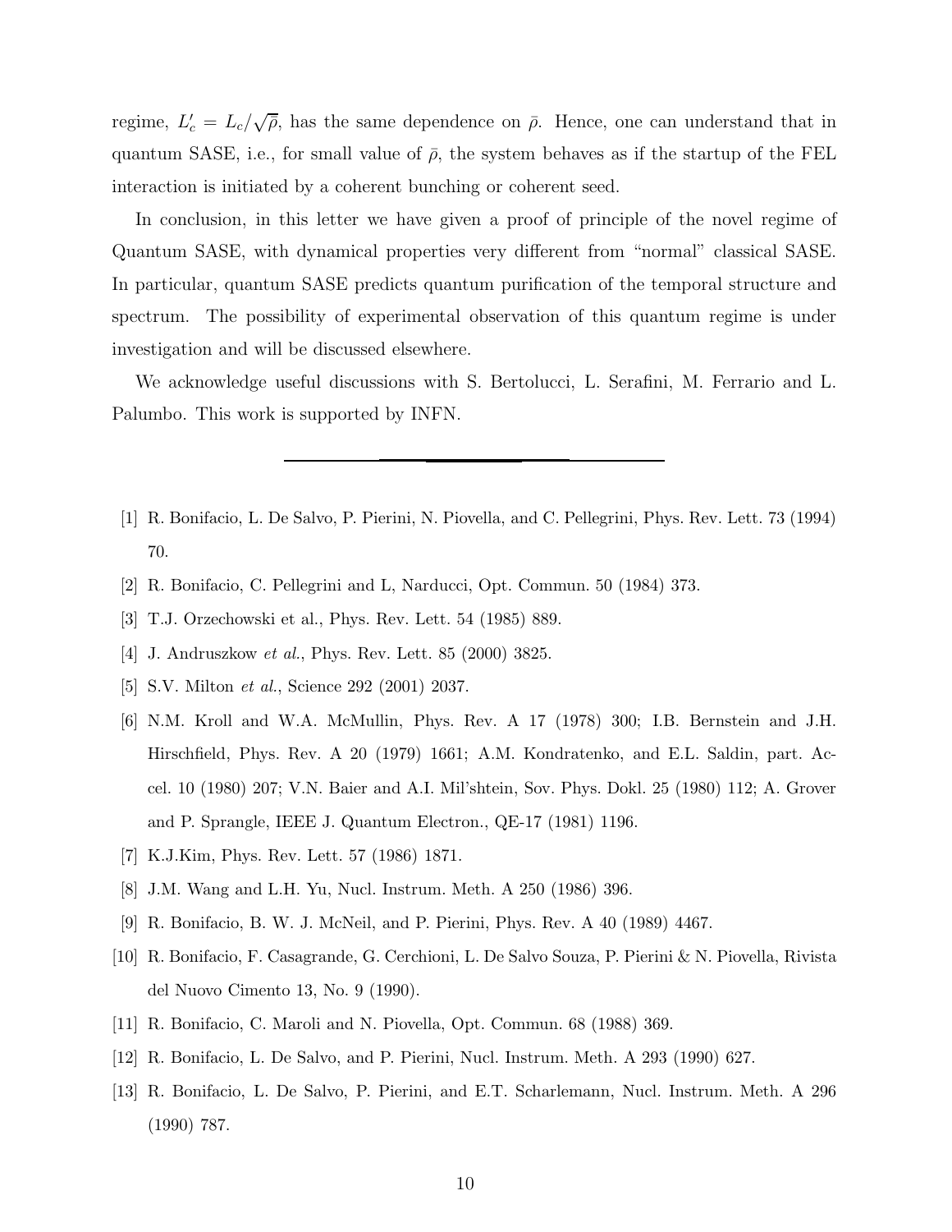regime, $L_c' = L_c/\sqrt{\bar{\rho}}$, has the same dependence on $\bar{\rho}$. Hence, one can understand that in quantum SASE, i.e., for small value of $\bar{\rho}$, the system behaves as if the startup of the FEL interaction is initiated by a coherent bunching or coherent seed.

In conclusion, in this letter we have given a proof of principle of the novel regime of Quantum SASE, with dynamical properties very different from "normal" classical SASE. In particular, quantum SASE predicts quantum purification of the temporal structure and spectrum. The possibility of experimental observation of this quantum regime is under investigation and will be discussed elsewhere.

We acknowledge useful discussions with S. Bertolucci, L. Serafini, M. Ferrario and L. Palumbo. This work is supported by INFN.

---

[1] R. Bonifacio, L. De Salvo, P. Pierini, N. Piovella, and C. Pellegrini, Phys. Rev. Lett. 73 (1994) 70.

[2] R. Bonifacio, C. Pellegrini and L, Narducci, Opt. Commun. 50 (1984) 373.

[3] T.J. Orzechowski et al., Phys. Rev. Lett. 54 (1985) 889.

[4] J. Andruszkow *et al.*, Phys. Rev. Lett. 85 (2000) 3825.

[5] S.V. Milton *et al.*, Science 292 (2001) 2037.

[6] N.M. Kroll and W.A. McMullin, Phys. Rev. A 17 (1978) 300; I.B. Bernstein and J.H. Hirschfield, Phys. Rev. A 20 (1979) 1661; A.M. Kondratenko, and E.L. Saldin, part. Accel. 10 (1980) 207; V.N. Baier and A.I. Mil'shtein, Sov. Phys. Dokl. 25 (1980) 112; A. Grover and P. Sprangle, IEEE J. Quantum Electron., QE-17 (1981) 1196.

[7] K.J.Kim, Phys. Rev. Lett. 57 (1986) 1871.

[8] J.M. Wang and L.H. Yu, Nucl. Instrum. Meth. A 250 (1986) 396.

[9] R. Bonifacio, B. W. J. McNeil, and P. Pierini, Phys. Rev. A 40 (1989) 4467.

[10] R. Bonifacio, F. Casagrande, G. Cerchioni, L. De Salvo Souza, P. Pierini & N. Piovella, Rivista del Nuovo Cimento 13, No. 9 (1990).

[11] R. Bonifacio, C. Maroli and N. Piovella, Opt. Commun. 68 (1988) 369.

[12] R. Bonifacio, L. De Salvo, and P. Pierini, Nucl. Instrum. Meth. A 293 (1990) 627.

[13] R. Bonifacio, L. De Salvo, P. Pierini, and E.T. Scharlemann, Nucl. Instrum. Meth. A 296 (1990) 787.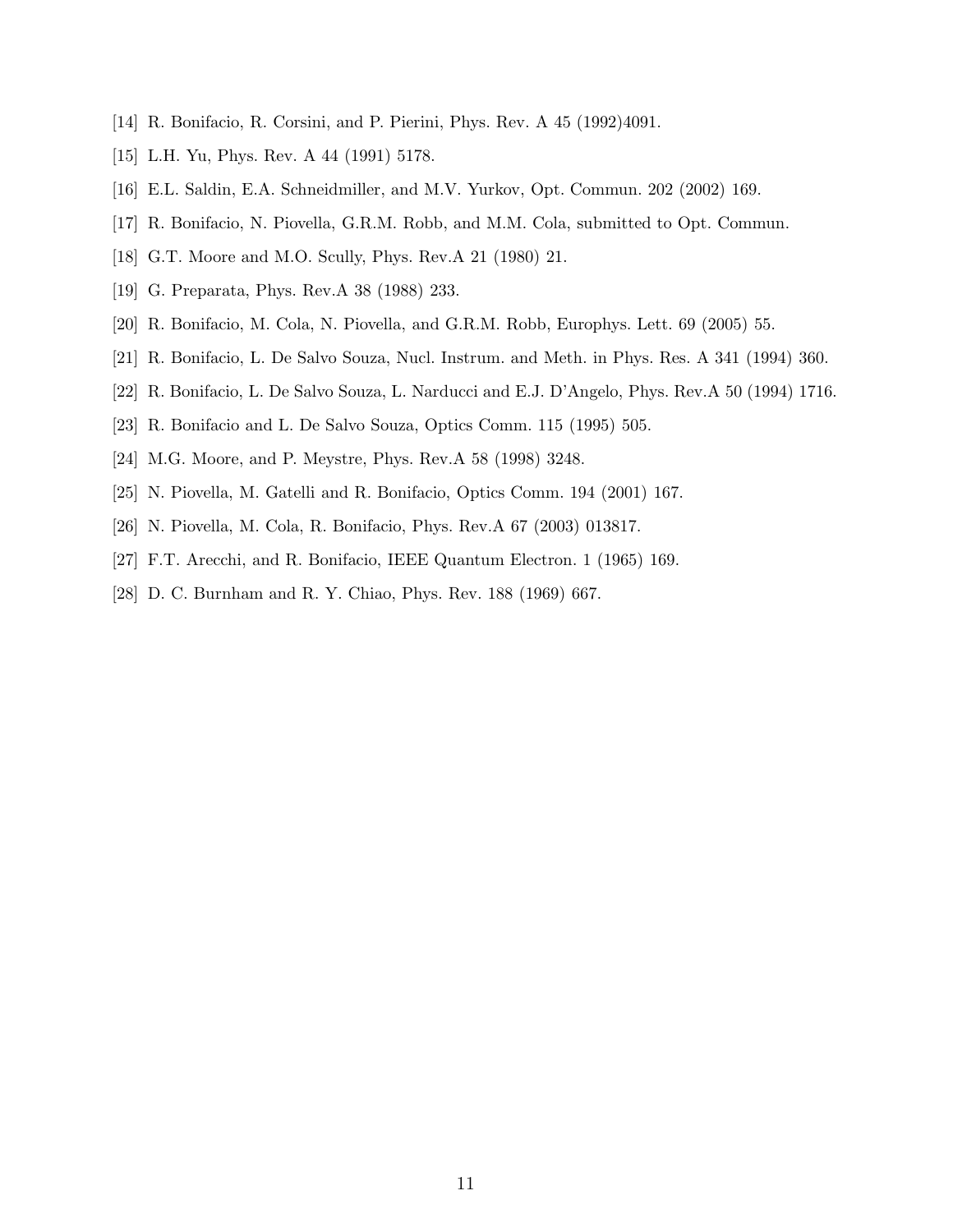[14] R. Bonifacio, R. Corsini, and P. Pierini, Phys. Rev. A 45 (1992)4091.

[15] L.H. Yu, Phys. Rev. A 44 (1991) 5178.

[16] E.L. Saldin, E.A. Schneidmiller, and M.V. Yurkov, Opt. Commun. 202 (2002) 169.

[17] R. Bonifacio, N. Piovella, G.R.M. Robb, and M.M. Cola, submitted to Opt. Commun.

[18] G.T. Moore and M.O. Scully, Phys. Rev.A 21 (1980) 21.

[19] G. Preparata, Phys. Rev.A 38 (1988) 233.

[20] R. Bonifacio, M. Cola, N. Piovella, and G.R.M. Robb, Europhys. Lett. 69 (2005) 55.

[21] R. Bonifacio, L. De Salvo Souza, Nucl. Instrum. and Meth. in Phys. Res. A 341 (1994) 360.

[22] R. Bonifacio, L. De Salvo Souza, L. Narducci and E.J. D'Angelo, Phys. Rev.A 50 (1994) 1716.

[23] R. Bonifacio and L. De Salvo Souza, Optics Comm. 115 (1995) 505.

[24] M.G. Moore, and P. Meystre, Phys. Rev.A 58 (1998) 3248.

[25] N. Piovella, M. Gatelli and R. Bonifacio, Optics Comm. 194 (2001) 167.

[26] N. Piovella, M. Cola, R. Bonifacio, Phys. Rev.A 67 (2003) 013817.

[27] F.T. Arecchi, and R. Bonifacio, IEEE Quantum Electron. 1 (1965) 169.

[28] D. C. Burnham and R. Y. Chiao, Phys. Rev. 188 (1969) 667.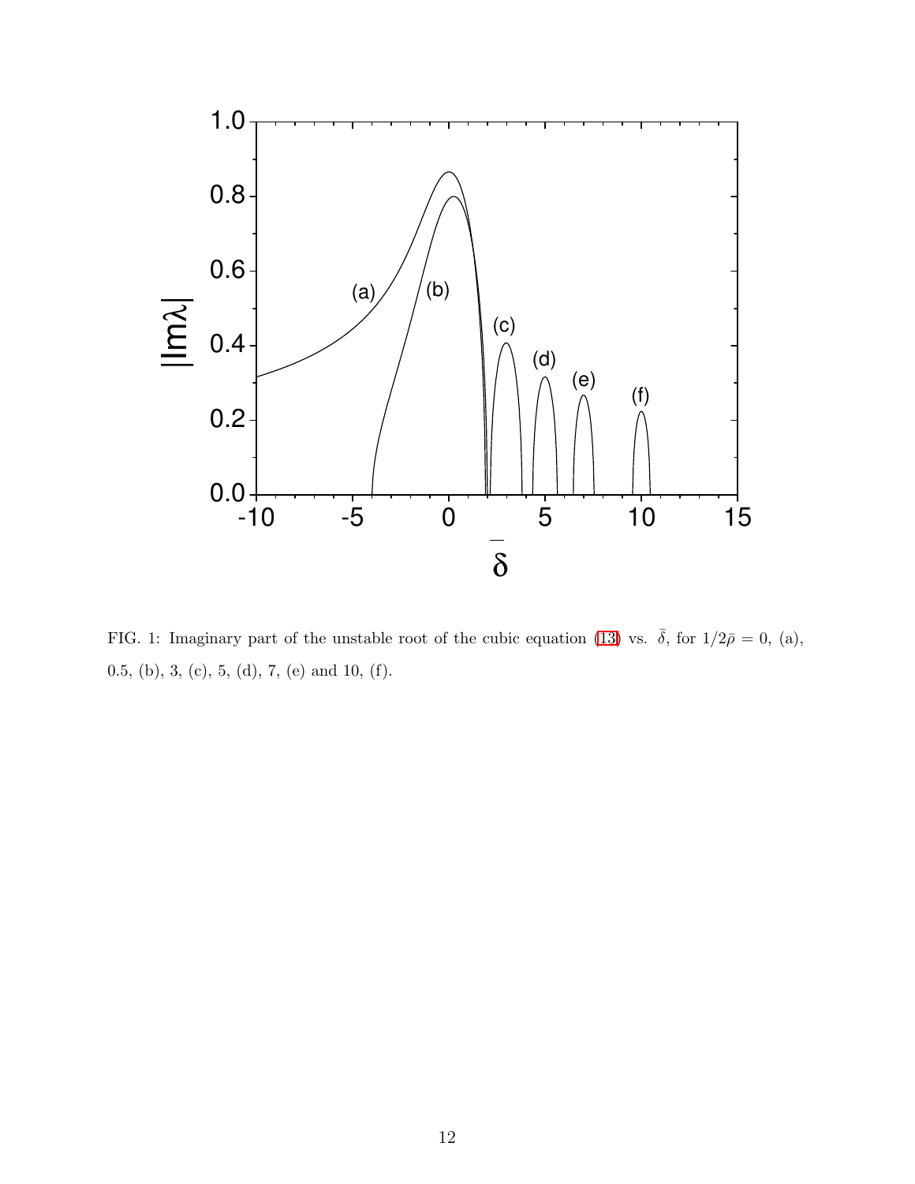FIG. 1: Imaginary part of the unstable root of the cubic equation (13) vs. $\bar{\delta}$, for $1/2\bar{\rho} = 0$, (a), 0.5, (b), 3, (c), 5, (d), 7, (e) and 10, (f).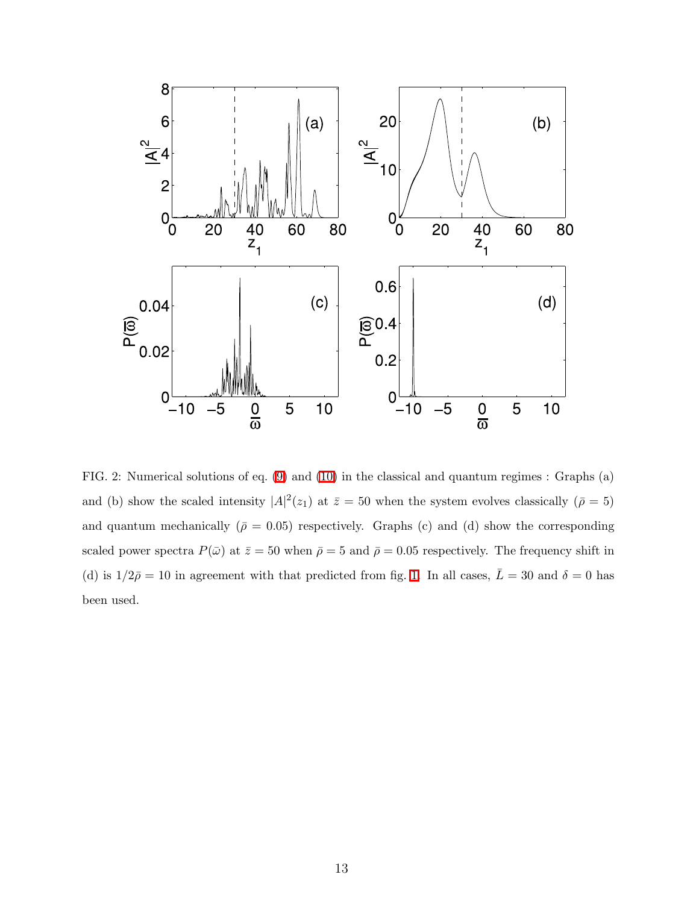FIG. 2: Numerical solutions of eq. (9) and (10) in the classical and quantum regimes : Graphs (a) and (b) show the scaled intensity $|A|^2(z_1)$ at $\bar{z} = 50$ when the system evolves classically ($\bar{\rho} = 5$) and quantum mechanically ($\bar{\rho} = 0.05$) respectively. Graphs (c) and (d) show the corresponding scaled power spectra $P(\bar{\omega})$ at $\bar{z} = 50$ when $\bar{\rho} = 5$ and $\bar{\rho} = 0.05$ respectively. The frequency shift in (d) is $1/2\bar{\rho} = 10$ in agreement with that predicted from fig. 1. In all cases, $\bar{L} = 30$ and $\delta = 0$ has been used.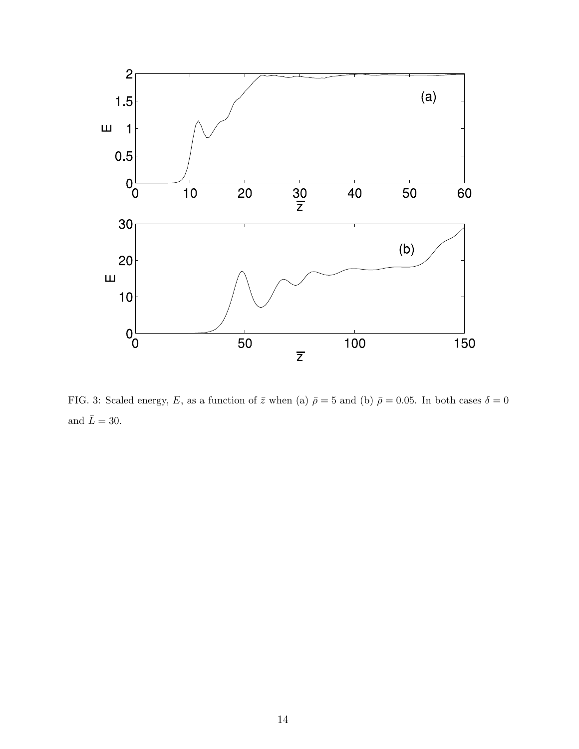(a)

2
1.5
E 1
0.5
0

0 10 20 30 40 50 60
$\bar{z}$

(b)

30
20
E 10
0

0 50 100 150
$\bar{z}$

FIG. 3: Scaled energy, $E$, as a function of $\bar{z}$ when (a) $\bar{\rho} = 5$ and (b) $\bar{\rho} = 0.05$. In both cases $\delta = 0$ and $\bar{L} = 30$.